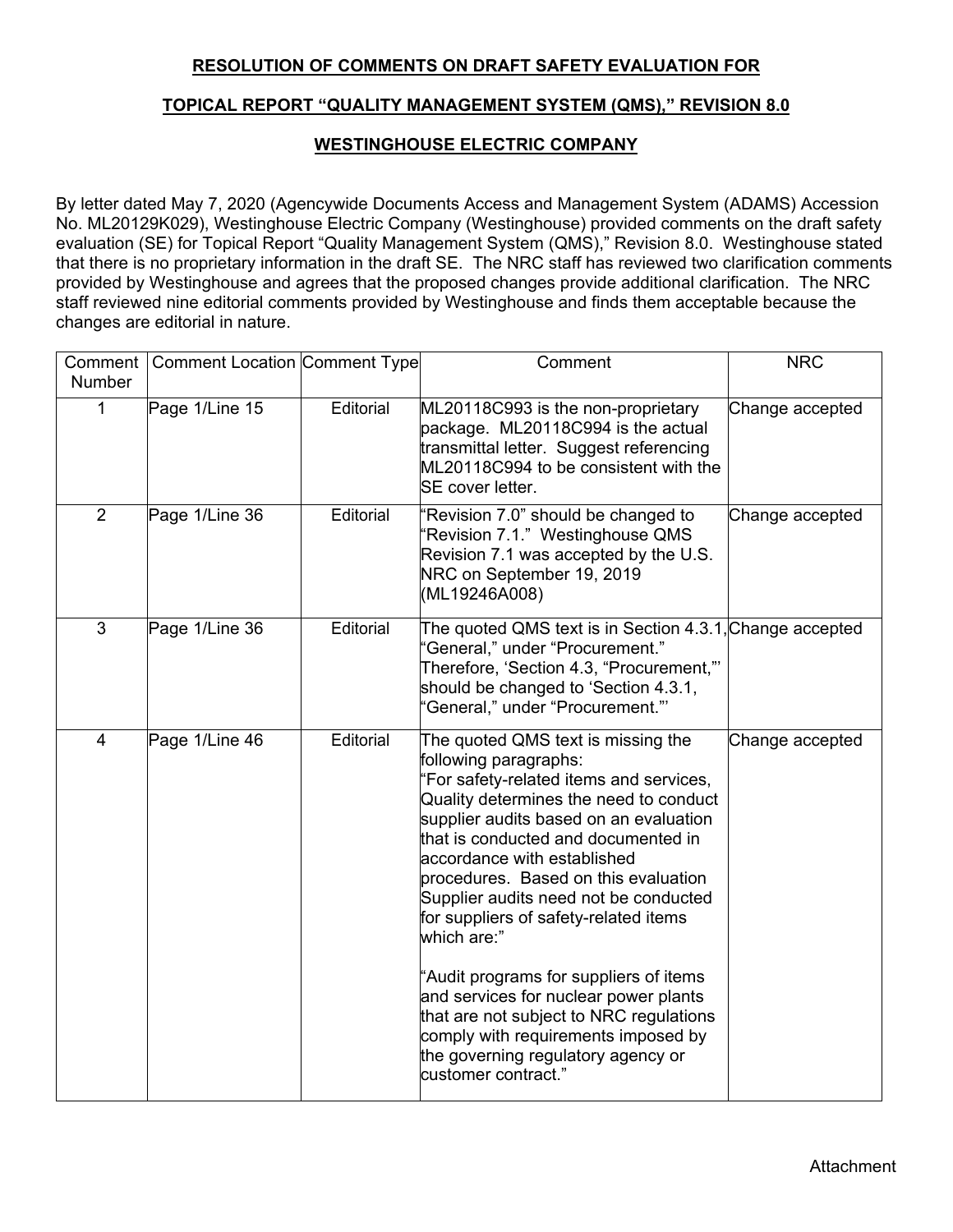**RESOLUTION OF COMMENTS ON DRAFT SAFETY EVALUATION FOR**

**TOPICAL REPORT "QUALITY MANAGEMENT SYSTEM (QMS)," REVISION 8.0**

**WESTINGHOUSE ELECTRIC COMPANY**

By letter dated May 7, 2020 (Agencywide Documents Access and Management System (ADAMS) Accession No. ML20129K029), Westinghouse Electric Company (Westinghouse) provided comments on the draft safety evaluation (SE) for Topical Report "Quality Management System (QMS)," Revision 8.0. Westinghouse stated that there is no proprietary information in the draft SE. The NRC staff has reviewed two clarification comments provided by Westinghouse and agrees that the proposed changes provide additional clarification. The NRC staff reviewed nine editorial comments provided by Westinghouse and finds them acceptable because the changes are editorial in nature.

| Comment Number | Comment Location | Comment Type | Comment | NRC |
|---|---|---|---|---|
| 1 | Page 1/Line 15 | Editorial | ML20118C993 is the non-proprietary package. ML20118C994 is the actual transmittal letter. Suggest referencing ML20118C994 to be consistent with the SE cover letter. | Change accepted |
| 2 | Page 1/Line 36 | Editorial | "Revision 7.0" should be changed to "Revision 7.1." Westinghouse QMS Revision 7.1 was accepted by the U.S. NRC on September 19, 2019 (ML19246A008) | Change accepted |
| 3 | Page 1/Line 36 | Editorial | The quoted QMS text is in Section 4.3.1, "General," under "Procurement." Therefore, 'Section 4.3, "Procurement,"' should be changed to 'Section 4.3.1, "General," under "Procurement."' | Change accepted |
| 4 | Page 1/Line 46 | Editorial | The quoted QMS text is missing the following paragraphs:<br>"For safety-related items and services, Quality determines the need to conduct supplier audits based on an evaluation that is conducted and documented in accordance with established procedures. Based on this evaluation Supplier audits need not be conducted for suppliers of safety-related items which are:"<br><br>"Audit programs for suppliers of items and services for nuclear power plants that are not subject to NRC regulations comply with requirements imposed by the governing regulatory agency or customer contract." | Change accepted |

Attachment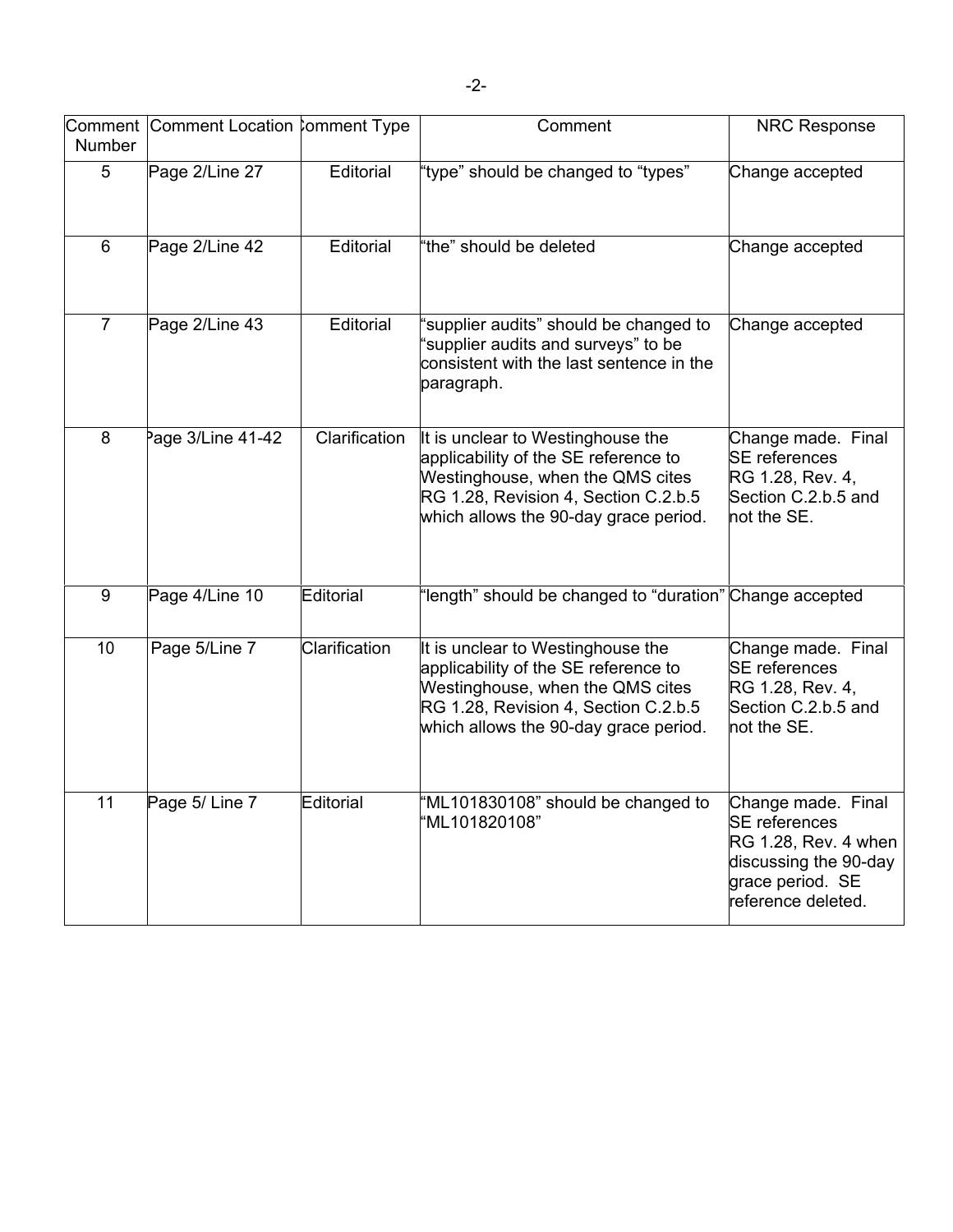| Comment Number | Comment Location | Comment Type | Comment | NRC Response |
|---|---|---|---|---|
| 5 | Page 2/Line 27 | Editorial | "type" should be changed to "types" | Change accepted |
| 6 | Page 2/Line 42 | Editorial | "the" should be deleted | Change accepted |
| 7 | Page 2/Line 43 | Editorial | "supplier audits" should be changed to "supplier audits and surveys" to be consistent with the last sentence in the paragraph. | Change accepted |
| 8 | Page 3/Line 41-42 | Clarification | It is unclear to Westinghouse the applicability of the SE reference to Westinghouse, when the QMS cites RG 1.28, Revision 4, Section C.2.b.5 which allows the 90-day grace period. | Change made. Final SE references RG 1.28, Rev. 4, Section C.2.b.5 and not the SE. |
| 9 | Page 4/Line 10 | Editorial | "length" should be changed to "duration" | Change accepted |
| 10 | Page 5/Line 7 | Clarification | It is unclear to Westinghouse the applicability of the SE reference to Westinghouse, when the QMS cites RG 1.28, Revision 4, Section C.2.b.5 which allows the 90-day grace period. | Change made. Final SE references RG 1.28, Rev. 4, Section C.2.b.5 and not the SE. |
| 11 | Page 5/ Line 7 | Editorial | "ML101830108" should be changed to "ML101820108" | Change made. Final SE references RG 1.28, Rev. 4 when discussing the 90-day grace period. SE reference deleted. |